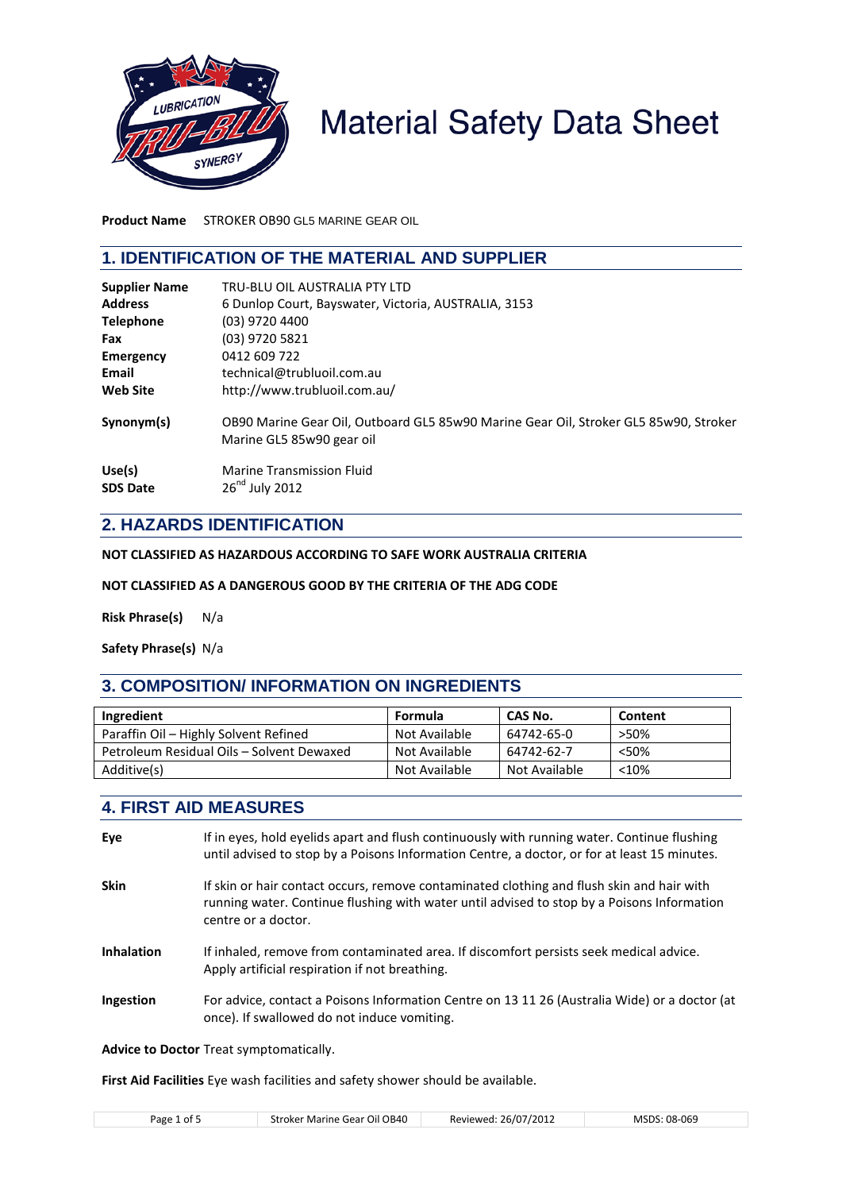# Material Safety Data Sheet

**Product Name** STROKER OB90 GL5 MARINE GEAR OIL

## 1. IDENTIFICATION OF THE MATERIAL AND SUPPLIER

| | |
|---|---|
| **Supplier Name** | TRU-BLU OIL AUSTRALIA PTY LTD |
| **Address** | 6 Dunlop Court, Bayswater, Victoria, AUSTRALIA, 3153 |
| **Telephone** | (03) 9720 4400 |
| **Fax** | (03) 9720 5821 |
| **Emergency** | 0412 609 722 |
| **Email** | technical@trubluoil.com.au |
| **Web Site** | http://www.trubluoil.com.au/ |
| **Synonym(s)** | OB90 Marine Gear Oil, Outboard GL5 85w90 Marine Gear Oil, Stroker GL5 85w90, Stroker Marine GL5 85w90 gear oil |
| **Use(s)** | Marine Transmission Fluid |
| **SDS Date** | 26th July 2012 |

## 2. HAZARDS IDENTIFICATION

**NOT CLASSIFIED AS HAZARDOUS ACCORDING TO SAFE WORK AUSTRALIA CRITERIA**

**NOT CLASSIFIED AS A DANGEROUS GOOD BY THE CRITERIA OF THE ADG CODE**

**Risk Phrase(s)** N/a

**Safety Phrase(s)** N/a

## 3. COMPOSITION/ INFORMATION ON INGREDIENTS

| Ingredient | Formula | CAS No. | Content |
|---|---|---|---|
| Paraffin Oil – Highly Solvent Refined | Not Available | 64742-65-0 | >50% |
| Petroleum Residual Oils – Solvent Dewaxed | Not Available | 64742-62-7 | <50% |
| Additive(s) | Not Available | Not Available | <10% |

## 4. FIRST AID MEASURES

**Eye** If in eyes, hold eyelids apart and flush continuously with running water. Continue flushing until advised to stop by a Poisons Information Centre, a doctor, or for at least 15 minutes.

**Skin** If skin or hair contact occurs, remove contaminated clothing and flush skin and hair with running water. Continue flushing with water until advised to stop by a Poisons Information centre or a doctor.

**Inhalation** If inhaled, remove from contaminated area. If discomfort persists seek medical advice. Apply artificial respiration if not breathing.

**Ingestion** For advice, contact a Poisons Information Centre on 13 11 26 (Australia Wide) or a doctor (at once). If swallowed do not induce vomiting.

**Advice to Doctor** Treat symptomatically.

**First Aid Facilities** Eye wash facilities and safety shower should be available.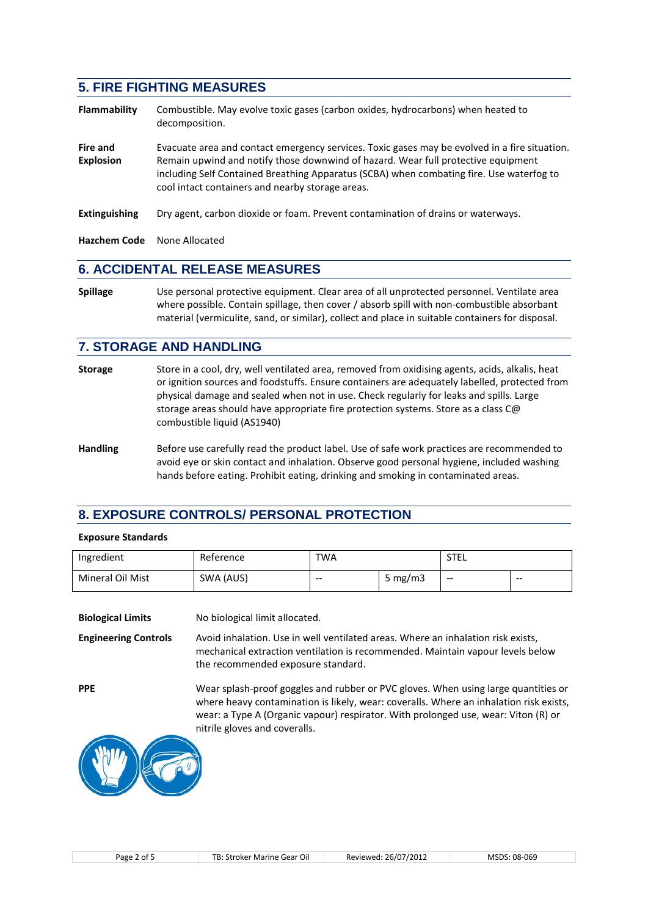## 5. FIRE FIGHTING MEASURES

**Flammability** Combustible. May evolve toxic gases (carbon oxides, hydrocarbons) when heated to decomposition.

**Fire and Explosion** Evacuate area and contact emergency services. Toxic gases may be evolved in a fire situation. Remain upwind and notify those downwind of hazard. Wear full protective equipment including Self Contained Breathing Apparatus (SCBA) when combating fire. Use waterfog to cool intact containers and nearby storage areas.

**Extinguishing** Dry agent, carbon dioxide or foam. Prevent contamination of drains or waterways.

**Hazchem Code** None Allocated

## 6. ACCIDENTAL RELEASE MEASURES

**Spillage** Use personal protective equipment. Clear area of all unprotected personnel. Ventilate area where possible. Contain spillage, then cover / absorb spill with non-combustible absorbant material (vermiculite, sand, or similar), collect and place in suitable containers for disposal.

## 7. STORAGE AND HANDLING

**Storage** Store in a cool, dry, well ventilated area, removed from oxidising agents, acids, alkalis, heat or ignition sources and foodstuffs. Ensure containers are adequately labelled, protected from physical damage and sealed when not in use. Check regularly for leaks and spills. Large storage areas should have appropriate fire protection systems. Store as a class C@ combustible liquid (AS1940)

**Handling** Before use carefully read the product label. Use of safe work practices are recommended to avoid eye or skin contact and inhalation. Observe good personal hygiene, included washing hands before eating. Prohibit eating, drinking and smoking in contaminated areas.

## 8. EXPOSURE CONTROLS/ PERSONAL PROTECTION

**Exposure Standards**

| Ingredient | Reference | TWA | | STEL | |
|---|---|---|---|---|---|
| Mineral Oil Mist | SWA (AUS) | -- | 5 mg/m3 | -- | -- |

**Biological Limits** No biological limit allocated.

**Engineering Controls** Avoid inhalation. Use in well ventilated areas. Where an inhalation risk exists, mechanical extraction ventilation is recommended. Maintain vapour levels below the recommended exposure standard.

**PPE** Wear splash-proof goggles and rubber or PVC gloves. When using large quantities or where heavy contamination is likely, wear: coveralls. Where an inhalation risk exists, wear: a Type A (Organic vapour) respirator. With prolonged use, wear: Viton (R) or nitrile gloves and coveralls.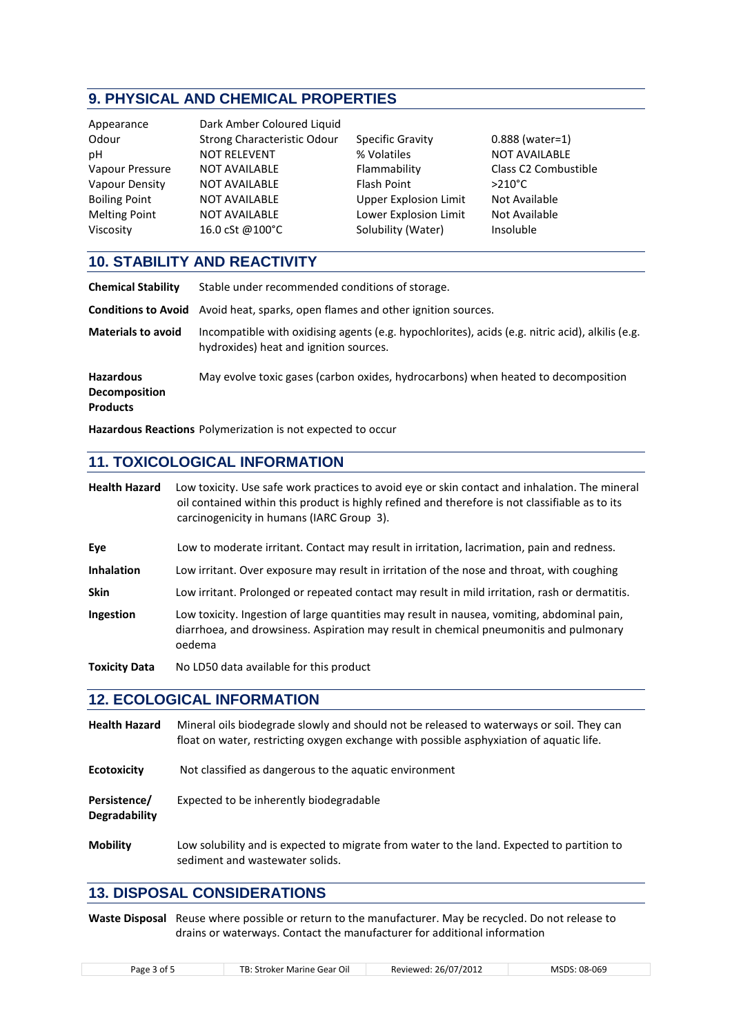## 9. PHYSICAL AND CHEMICAL PROPERTIES

| | | | |
|---|---|---|---|
| Appearance | Dark Amber Coloured Liquid | | |
| Odour | Strong Characteristic Odour | Specific Gravity | 0.888 (water=1) |
| pH | NOT RELEVENT | % Volatiles | NOT AVAILABLE |
| Vapour Pressure | NOT AVAILABLE | Flammability | Class C2 Combustible |
| Vapour Density | NOT AVAILABLE | Flash Point | >210°C |
| Boiling Point | NOT AVAILABLE | Upper Explosion Limit | Not Available |
| Melting Point | NOT AVAILABLE | Lower Explosion Limit | Not Available |
| Viscosity | 16.0 cSt @100°C | Solubility (Water) | Insoluble |

## 10. STABILITY AND REACTIVITY

**Chemical Stability** Stable under recommended conditions of storage.

**Conditions to Avoid** Avoid heat, sparks, open flames and other ignition sources.

**Materials to avoid** Incompatible with oxidising agents (e.g. hypochlorites), acids (e.g. nitric acid), alkilis (e.g. hydroxides) heat and ignition sources.

**Hazardous Decomposition Products** May evolve toxic gases (carbon oxides, hydrocarbons) when heated to decomposition

**Hazardous Reactions** Polymerization is not expected to occur

## 11. TOXICOLOGICAL INFORMATION

**Health Hazard** Low toxicity. Use safe work practices to avoid eye or skin contact and inhalation. The mineral oil contained within this product is highly refined and therefore is not classifiable as to its carcinogenicity in humans (IARC Group 3).

**Eye** Low to moderate irritant. Contact may result in irritation, lacrimation, pain and redness.

**Inhalation** Low irritant. Over exposure may result in irritation of the nose and throat, with coughing

**Skin** Low irritant. Prolonged or repeated contact may result in mild irritation, rash or dermatitis.

**Ingestion** Low toxicity. Ingestion of large quantities may result in nausea, vomiting, abdominal pain, diarrhoea, and drowsiness. Aspiration may result in chemical pneumonitis and pulmonary oedema

**Toxicity Data** No LD50 data available for this product

## 12. ECOLOGICAL INFORMATION

**Health Hazard** Mineral oils biodegrade slowly and should not be released to waterways or soil. They can float on water, restricting oxygen exchange with possible asphyxiation of aquatic life.

**Ecotoxicity** Not classified as dangerous to the aquatic environment

**Persistence/ Degradability** Expected to be inherently biodegradable

**Mobility** Low solubility and is expected to migrate from water to the land. Expected to partition to sediment and wastewater solids.

## 13. DISPOSAL CONSIDERATIONS

**Waste Disposal** Reuse where possible or return to the manufacturer. May be recycled. Do not release to drains or waterways. Contact the manufacturer for additional information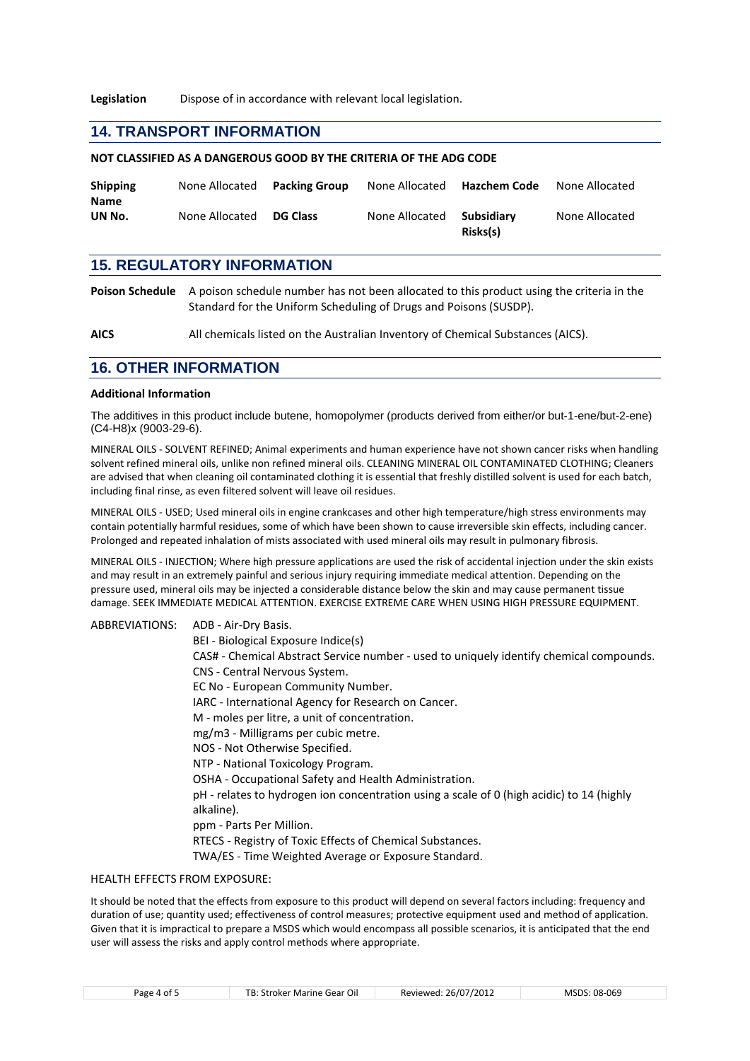**Legislation** Dispose of in accordance with relevant local legislation.

## 14. TRANSPORT INFORMATION

**NOT CLASSIFIED AS A DANGEROUS GOOD BY THE CRITERIA OF THE ADG CODE**

| | | | | | |
|---|---|---|---|---|---|
| **Shipping Name** | None Allocated | **Packing Group** | None Allocated | **Hazchem Code** | None Allocated |
| **UN No.** | None Allocated | **DG Class** | None Allocated | **Subsidiary Risks(s)** | None Allocated |

## 15. REGULATORY INFORMATION

**Poison Schedule** A poison schedule number has not been allocated to this product using the criteria in the Standard for the Uniform Scheduling of Drugs and Poisons (SUSDP).

**AICS** All chemicals listed on the Australian Inventory of Chemical Substances (AICS).

## 16. OTHER INFORMATION

**Additional Information**

The additives in this product include butene, homopolymer (products derived from either/or but-1-ene/but-2-ene) (C4-H8)x (9003-29-6).

MINERAL OILS - SOLVENT REFINED; Animal experiments and human experience have not shown cancer risks when handling solvent refined mineral oils, unlike non refined mineral oils. CLEANING MINERAL OIL CONTAMINATED CLOTHING; Cleaners are advised that when cleaning oil contaminated clothing it is essential that freshly distilled solvent is used for each batch, including final rinse, as even filtered solvent will leave oil residues.

MINERAL OILS - USED; Used mineral oils in engine crankcases and other high temperature/high stress environments may contain potentially harmful residues, some of which have been shown to cause irreversible skin effects, including cancer. Prolonged and repeated inhalation of mists associated with used mineral oils may result in pulmonary fibrosis.

MINERAL OILS - INJECTION; Where high pressure applications are used the risk of accidental injection under the skin exists and may result in an extremely painful and serious injury requiring immediate medical attention. Depending on the pressure used, mineral oils may be injected a considerable distance below the skin and may cause permanent tissue damage. SEEK IMMEDIATE MEDICAL ATTENTION. EXERCISE EXTREME CARE WHEN USING HIGH PRESSURE EQUIPMENT.

ABBREVIATIONS:

- ADB - Air-Dry Basis.
- BEI - Biological Exposure Indice(s)
- CAS# - Chemical Abstract Service number - used to uniquely identify chemical compounds.
- CNS - Central Nervous System.
- EC No - European Community Number.
- IARC - International Agency for Research on Cancer.
- M - moles per litre, a unit of concentration.
- mg/m3 - Milligrams per cubic metre.
- NOS - Not Otherwise Specified.
- NTP - National Toxicology Program.
- OSHA - Occupational Safety and Health Administration.
- pH - relates to hydrogen ion concentration using a scale of 0 (high acidic) to 14 (highly alkaline).
- ppm - Parts Per Million.
- RTECS - Registry of Toxic Effects of Chemical Substances.
- TWA/ES - Time Weighted Average or Exposure Standard.

HEALTH EFFECTS FROM EXPOSURE:

It should be noted that the effects from exposure to this product will depend on several factors including: frequency and duration of use; quantity used; effectiveness of control measures; protective equipment used and method of application. Given that it is impractical to prepare a MSDS which would encompass all possible scenarios, it is anticipated that the end user will assess the risks and apply control methods where appropriate.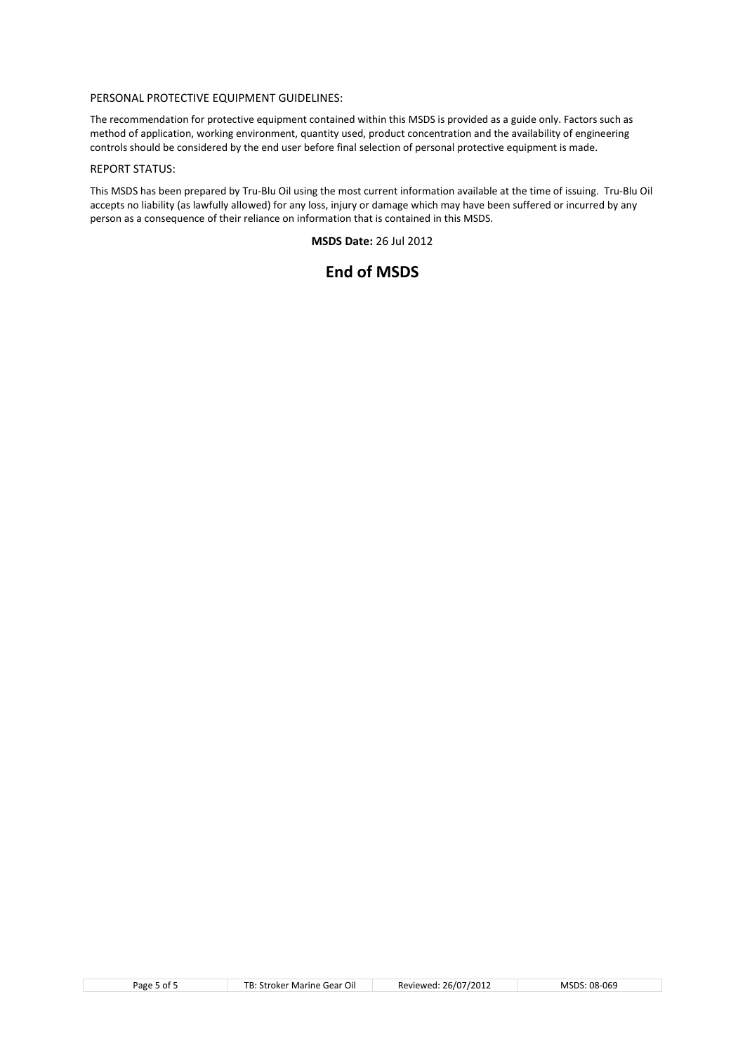PERSONAL PROTECTIVE EQUIPMENT GUIDELINES:

The recommendation for protective equipment contained within this MSDS is provided as a guide only. Factors such as method of application, working environment, quantity used, product concentration and the availability of engineering controls should be considered by the end user before final selection of personal protective equipment is made.

REPORT STATUS:

This MSDS has been prepared by Tru-Blu Oil using the most current information available at the time of issuing. Tru-Blu Oil accepts no liability (as lawfully allowed) for any loss, injury or damage which may have been suffered or incurred by any person as a consequence of their reliance on information that is contained in this MSDS.

**MSDS Date:** 26 Jul 2012

## End of MSDS